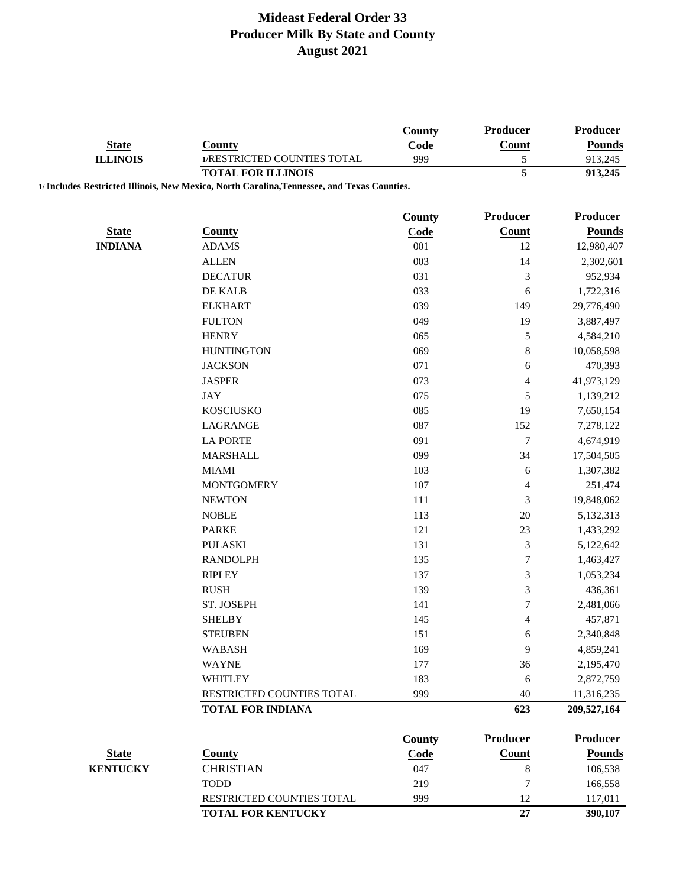# Mideast Federal Order 33
## Producer Milk By State and County
## August 2021

| State | County | County Code | Producer Count | Producer Pounds |
|---|---|---|---|---|
| **ILLINOIS** | 1/RESTRICTED COUNTIES TOTAL | 999 | 5 | 913,245 |
| | **TOTAL FOR ILLINOIS** | | **5** | **913,245** |

**1/ Includes Restricted Illinois, New Mexico, North Carolina,Tennessee, and Texas Counties.**

| State | County | County Code | Producer Count | Producer Pounds |
|---|---|---|---|---|
| **INDIANA** | ADAMS | 001 | 12 | 12,980,407 |
| | ALLEN | 003 | 14 | 2,302,601 |
| | DECATUR | 031 | 3 | 952,934 |
| | DE KALB | 033 | 6 | 1,722,316 |
| | ELKHART | 039 | 149 | 29,776,490 |
| | FULTON | 049 | 19 | 3,887,497 |
| | HENRY | 065 | 5 | 4,584,210 |
| | HUNTINGTON | 069 | 8 | 10,058,598 |
| | JACKSON | 071 | 6 | 470,393 |
| | JASPER | 073 | 4 | 41,973,129 |
| | JAY | 075 | 5 | 1,139,212 |
| | KOSCIUSKO | 085 | 19 | 7,650,154 |
| | LAGRANGE | 087 | 152 | 7,278,122 |
| | LA PORTE | 091 | 7 | 4,674,919 |
| | MARSHALL | 099 | 34 | 17,504,505 |
| | MIAMI | 103 | 6 | 1,307,382 |
| | MONTGOMERY | 107 | 4 | 251,474 |
| | NEWTON | 111 | 3 | 19,848,062 |
| | NOBLE | 113 | 20 | 5,132,313 |
| | PARKE | 121 | 23 | 1,433,292 |
| | PULASKI | 131 | 3 | 5,122,642 |
| | RANDOLPH | 135 | 7 | 1,463,427 |
| | RIPLEY | 137 | 3 | 1,053,234 |
| | RUSH | 139 | 3 | 436,361 |
| | ST. JOSEPH | 141 | 7 | 2,481,066 |
| | SHELBY | 145 | 4 | 457,871 |
| | STEUBEN | 151 | 6 | 2,340,848 |
| | WABASH | 169 | 9 | 4,859,241 |
| | WAYNE | 177 | 36 | 2,195,470 |
| | WHITLEY | 183 | 6 | 2,872,759 |
| | RESTRICTED COUNTIES TOTAL | 999 | 40 | 11,316,235 |
| | **TOTAL FOR INDIANA** | | **623** | **209,527,164** |

| State | County | County Code | Producer Count | Producer Pounds |
|---|---|---|---|---|
| **KENTUCKY** | CHRISTIAN | 047 | 8 | 106,538 |
| | TODD | 219 | 7 | 166,558 |
| | RESTRICTED COUNTIES TOTAL | 999 | 12 | 117,011 |
| | **TOTAL FOR KENTUCKY** | | **27** | **390,107** |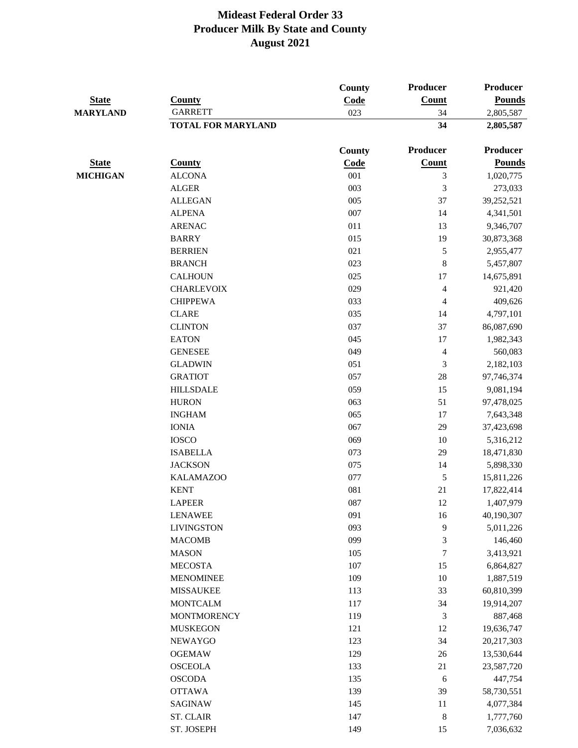# Mideast Federal Order 33
## Producer Milk By State and County
## August 2021

| State | County | County Code | Producer Count | Producer Pounds |
|---|---|---|---|---|
| MARYLAND | GARRETT | 023 | 34 | 2,805,587 |
| | **TOTAL FOR MARYLAND** | | **34** | **2,805,587** |

| State | County | County Code | Producer Count | Producer Pounds |
|---|---|---|---|---|
| MICHIGAN | ALCONA | 001 | 3 | 1,020,775 |
| | ALGER | 003 | 3 | 273,033 |
| | ALLEGAN | 005 | 37 | 39,252,521 |
| | ALPENA | 007 | 14 | 4,341,501 |
| | ARENAC | 011 | 13 | 9,346,707 |
| | BARRY | 015 | 19 | 30,873,368 |
| | BERRIEN | 021 | 5 | 2,955,477 |
| | BRANCH | 023 | 8 | 5,457,807 |
| | CALHOUN | 025 | 17 | 14,675,891 |
| | CHARLEVOIX | 029 | 4 | 921,420 |
| | CHIPPEWA | 033 | 4 | 409,626 |
| | CLARE | 035 | 14 | 4,797,101 |
| | CLINTON | 037 | 37 | 86,087,690 |
| | EATON | 045 | 17 | 1,982,343 |
| | GENESEE | 049 | 4 | 560,083 |
| | GLADWIN | 051 | 3 | 2,182,103 |
| | GRATIOT | 057 | 28 | 97,746,374 |
| | HILLSDALE | 059 | 15 | 9,081,194 |
| | HURON | 063 | 51 | 97,478,025 |
| | INGHAM | 065 | 17 | 7,643,348 |
| | IONIA | 067 | 29 | 37,423,698 |
| | IOSCO | 069 | 10 | 5,316,212 |
| | ISABELLA | 073 | 29 | 18,471,830 |
| | JACKSON | 075 | 14 | 5,898,330 |
| | KALAMAZOO | 077 | 5 | 15,811,226 |
| | KENT | 081 | 21 | 17,822,414 |
| | LAPEER | 087 | 12 | 1,407,979 |
| | LENAWEE | 091 | 16 | 40,190,307 |
| | LIVINGSTON | 093 | 9 | 5,011,226 |
| | MACOMB | 099 | 3 | 146,460 |
| | MASON | 105 | 7 | 3,413,921 |
| | MECOSTA | 107 | 15 | 6,864,827 |
| | MENOMINEE | 109 | 10 | 1,887,519 |
| | MISSAUKEE | 113 | 33 | 60,810,399 |
| | MONTCALM | 117 | 34 | 19,914,207 |
| | MONTMORENCY | 119 | 3 | 887,468 |
| | MUSKEGON | 121 | 12 | 19,636,747 |
| | NEWAYGO | 123 | 34 | 20,217,303 |
| | OGEMAW | 129 | 26 | 13,530,644 |
| | OSCEOLA | 133 | 21 | 23,587,720 |
| | OSCODA | 135 | 6 | 447,754 |
| | OTTAWA | 139 | 39 | 58,730,551 |
| | SAGINAW | 145 | 11 | 4,077,384 |
| | ST. CLAIR | 147 | 8 | 1,777,760 |
| | ST. JOSEPH | 149 | 15 | 7,036,632 |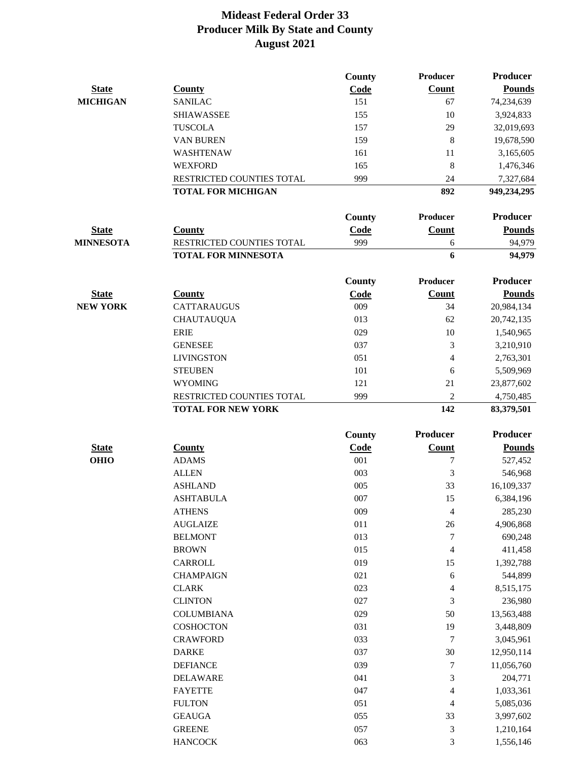# Mideast Federal Order 33
## Producer Milk By State and County
## August 2021

| State | County | County Code | Producer Count | Producer Pounds |
|---|---|---|---|---|
| **MICHIGAN** | SANILAC | 151 | 67 | 74,234,639 |
| | SHIAWASSEE | 155 | 10 | 3,924,833 |
| | TUSCOLA | 157 | 29 | 32,019,693 |
| | VAN BUREN | 159 | 8 | 19,678,590 |
| | WASHTENAW | 161 | 11 | 3,165,605 |
| | WEXFORD | 165 | 8 | 1,476,346 |
| | RESTRICTED COUNTIES TOTAL | 999 | 24 | 7,327,684 |
| | **TOTAL FOR MICHIGAN** | | **892** | **949,234,295** |

| State | County | County Code | Producer Count | Producer Pounds |
|---|---|---|---|---|
| **MINNESOTA** | RESTRICTED COUNTIES TOTAL | 999 | 6 | 94,979 |
| | **TOTAL FOR MINNESOTA** | | **6** | **94,979** |

| State | County | County Code | Producer Count | Producer Pounds |
|---|---|---|---|---|
| **NEW YORK** | CATTARAUGUS | 009 | 34 | 20,984,134 |
| | CHAUTAUQUA | 013 | 62 | 20,742,135 |
| | ERIE | 029 | 10 | 1,540,965 |
| | GENESEE | 037 | 3 | 3,210,910 |
| | LIVINGSTON | 051 | 4 | 2,763,301 |
| | STEUBEN | 101 | 6 | 5,509,969 |
| | WYOMING | 121 | 21 | 23,877,602 |
| | RESTRICTED COUNTIES TOTAL | 999 | 2 | 4,750,485 |
| | **TOTAL FOR NEW YORK** | | **142** | **83,379,501** |

| State | County | County Code | Producer Count | Producer Pounds |
|---|---|---|---|---|
| **OHIO** | ADAMS | 001 | 7 | 527,452 |
| | ALLEN | 003 | 3 | 546,968 |
| | ASHLAND | 005 | 33 | 16,109,337 |
| | ASHTABULA | 007 | 15 | 6,384,196 |
| | ATHENS | 009 | 4 | 285,230 |
| | AUGLAIZE | 011 | 26 | 4,906,868 |
| | BELMONT | 013 | 7 | 690,248 |
| | BROWN | 015 | 4 | 411,458 |
| | CARROLL | 019 | 15 | 1,392,788 |
| | CHAMPAIGN | 021 | 6 | 544,899 |
| | CLARK | 023 | 4 | 8,515,175 |
| | CLINTON | 027 | 3 | 236,980 |
| | COLUMBIANA | 029 | 50 | 13,563,488 |
| | COSHOCTON | 031 | 19 | 3,448,809 |
| | CRAWFORD | 033 | 7 | 3,045,961 |
| | DARKE | 037 | 30 | 12,950,114 |
| | DEFIANCE | 039 | 7 | 11,056,760 |
| | DELAWARE | 041 | 3 | 204,771 |
| | FAYETTE | 047 | 4 | 1,033,361 |
| | FULTON | 051 | 4 | 5,085,036 |
| | GEAUGA | 055 | 33 | 3,997,602 |
| | GREENE | 057 | 3 | 1,210,164 |
| | HANCOCK | 063 | 3 | 1,556,146 |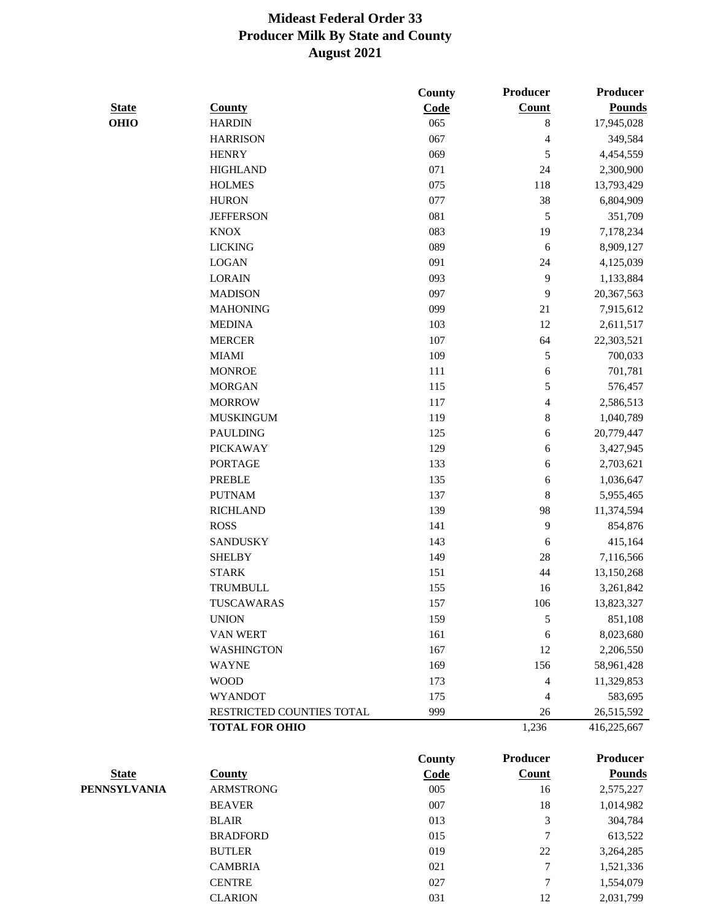# Mideast Federal Order 33
## Producer Milk By State and County
### August 2021

| State | County | County Code | Producer Count | Producer Pounds |
|---|---|---|---|---|
| OHIO | HARDIN | 065 | 8 | 17,945,028 |
| | HARRISON | 067 | 4 | 349,584 |
| | HENRY | 069 | 5 | 4,454,559 |
| | HIGHLAND | 071 | 24 | 2,300,900 |
| | HOLMES | 075 | 118 | 13,793,429 |
| | HURON | 077 | 38 | 6,804,909 |
| | JEFFERSON | 081 | 5 | 351,709 |
| | KNOX | 083 | 19 | 7,178,234 |
| | LICKING | 089 | 6 | 8,909,127 |
| | LOGAN | 091 | 24 | 4,125,039 |
| | LORAIN | 093 | 9 | 1,133,884 |
| | MADISON | 097 | 9 | 20,367,563 |
| | MAHONING | 099 | 21 | 7,915,612 |
| | MEDINA | 103 | 12 | 2,611,517 |
| | MERCER | 107 | 64 | 22,303,521 |
| | MIAMI | 109 | 5 | 700,033 |
| | MONROE | 111 | 6 | 701,781 |
| | MORGAN | 115 | 5 | 576,457 |
| | MORROW | 117 | 4 | 2,586,513 |
| | MUSKINGUM | 119 | 8 | 1,040,789 |
| | PAULDING | 125 | 6 | 20,779,447 |
| | PICKAWAY | 129 | 6 | 3,427,945 |
| | PORTAGE | 133 | 6 | 2,703,621 |
| | PREBLE | 135 | 6 | 1,036,647 |
| | PUTNAM | 137 | 8 | 5,955,465 |
| | RICHLAND | 139 | 98 | 11,374,594 |
| | ROSS | 141 | 9 | 854,876 |
| | SANDUSKY | 143 | 6 | 415,164 |
| | SHELBY | 149 | 28 | 7,116,566 |
| | STARK | 151 | 44 | 13,150,268 |
| | TRUMBULL | 155 | 16 | 3,261,842 |
| | TUSCAWARAS | 157 | 106 | 13,823,327 |
| | UNION | 159 | 5 | 851,108 |
| | VAN WERT | 161 | 6 | 8,023,680 |
| | WASHINGTON | 167 | 12 | 2,206,550 |
| | WAYNE | 169 | 156 | 58,961,428 |
| | WOOD | 173 | 4 | 11,329,853 |
| | WYANDOT | 175 | 4 | 583,695 |
| | RESTRICTED COUNTIES TOTAL | 999 | 26 | 26,515,592 |
| | **TOTAL FOR OHIO** | | 1,236 | 416,225,667 |

| State | County | County Code | Producer Count | Producer Pounds |
|---|---|---|---|---|
| PENNSYLVANIA | ARMSTRONG | 005 | 16 | 2,575,227 |
| | BEAVER | 007 | 18 | 1,014,982 |
| | BLAIR | 013 | 3 | 304,784 |
| | BRADFORD | 015 | 7 | 613,522 |
| | BUTLER | 019 | 22 | 3,264,285 |
| | CAMBRIA | 021 | 7 | 1,521,336 |
| | CENTRE | 027 | 7 | 1,554,079 |
| | CLARION | 031 | 12 | 2,031,799 |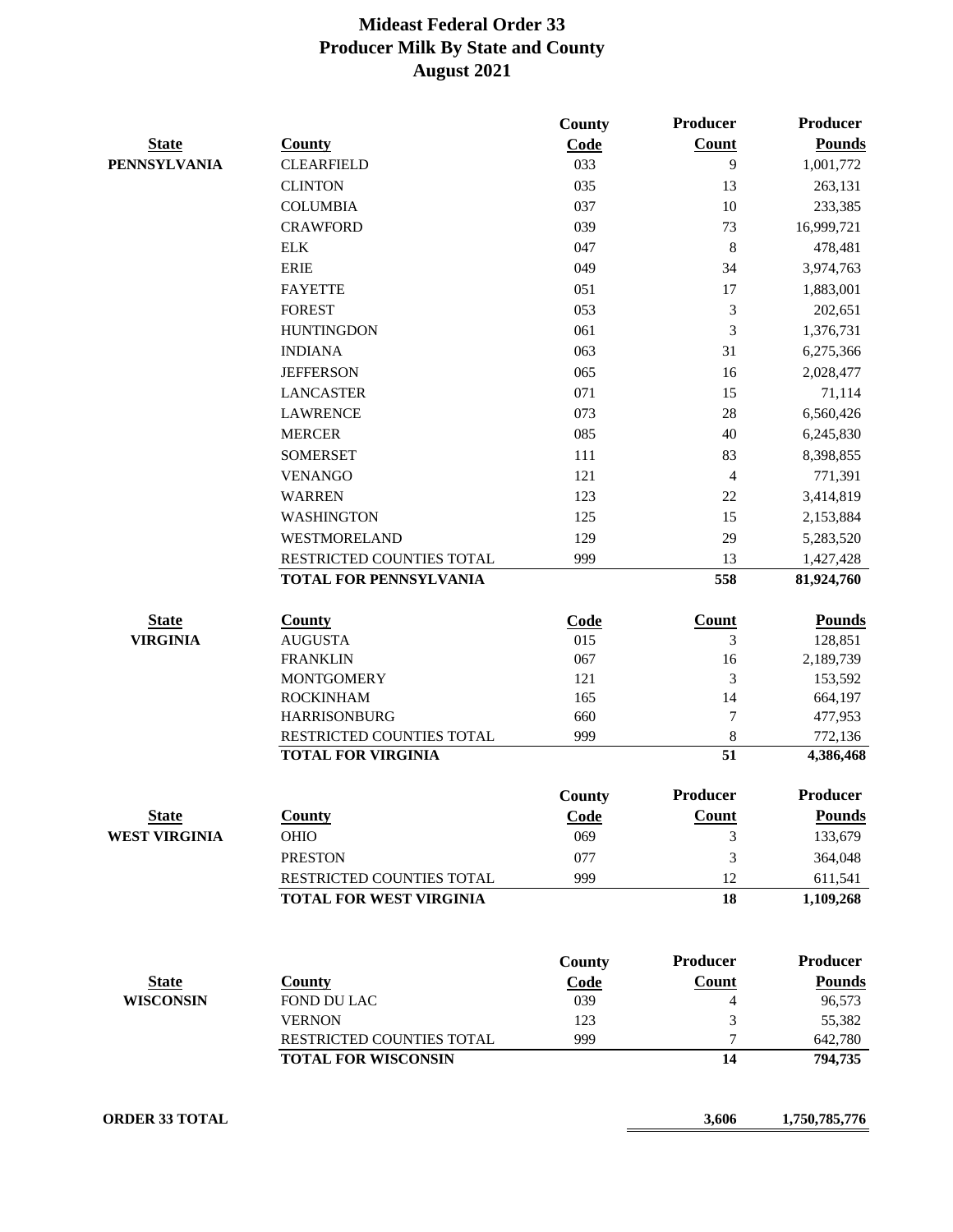# Mideast Federal Order 33
## Producer Milk By State and County
## August 2021

| State | County | County Code | Producer Count | Producer Pounds |
|---|---|---|---|---|
| PENNSYLVANIA | CLEARFIELD | 033 | 9 | 1,001,772 |
| | CLINTON | 035 | 13 | 263,131 |
| | COLUMBIA | 037 | 10 | 233,385 |
| | CRAWFORD | 039 | 73 | 16,999,721 |
| | ELK | 047 | 8 | 478,481 |
| | ERIE | 049 | 34 | 3,974,763 |
| | FAYETTE | 051 | 17 | 1,883,001 |
| | FOREST | 053 | 3 | 202,651 |
| | HUNTINGDON | 061 | 3 | 1,376,731 |
| | INDIANA | 063 | 31 | 6,275,366 |
| | JEFFERSON | 065 | 16 | 2,028,477 |
| | LANCASTER | 071 | 15 | 71,114 |
| | LAWRENCE | 073 | 28 | 6,560,426 |
| | MERCER | 085 | 40 | 6,245,830 |
| | SOMERSET | 111 | 83 | 8,398,855 |
| | VENANGO | 121 | 4 | 771,391 |
| | WARREN | 123 | 22 | 3,414,819 |
| | WASHINGTON | 125 | 15 | 2,153,884 |
| | WESTMORELAND | 129 | 29 | 5,283,520 |
| | RESTRICTED COUNTIES TOTAL | 999 | 13 | 1,427,428 |
| | **TOTAL FOR PENNSYLVANIA** | | **558** | **81,924,760** |

| State | County | Code | Count | Pounds |
|---|---|---|---|---|
| VIRGINIA | AUGUSTA | 015 | 3 | 128,851 |
| | FRANKLIN | 067 | 16 | 2,189,739 |
| | MONTGOMERY | 121 | 3 | 153,592 |
| | ROCKINHAM | 165 | 14 | 664,197 |
| | HARRISONBURG | 660 | 7 | 477,953 |
| | RESTRICTED COUNTIES TOTAL | 999 | 8 | 772,136 |
| | **TOTAL FOR VIRGINIA** | | **51** | **4,386,468** |

| State | County | County Code | Producer Count | Producer Pounds |
|---|---|---|---|---|
| WEST VIRGINIA | OHIO | 069 | 3 | 133,679 |
| | PRESTON | 077 | 3 | 364,048 |
| | RESTRICTED COUNTIES TOTAL | 999 | 12 | 611,541 |
| | **TOTAL FOR WEST VIRGINIA** | | **18** | **1,109,268** |

| State | County | County Code | Producer Count | Producer Pounds |
|---|---|---|---|---|
| WISCONSIN | FOND DU LAC | 039 | 4 | 96,573 |
| | VERNON | 123 | 3 | 55,382 |
| | RESTRICTED COUNTIES TOTAL | 999 | 7 | 642,780 |
| | **TOTAL FOR WISCONSIN** | | **14** | **794,735** |

| | | | | |
|---|---|---|---|---|
| **ORDER 33 TOTAL** | | | **3,606** | **1,750,785,776** |